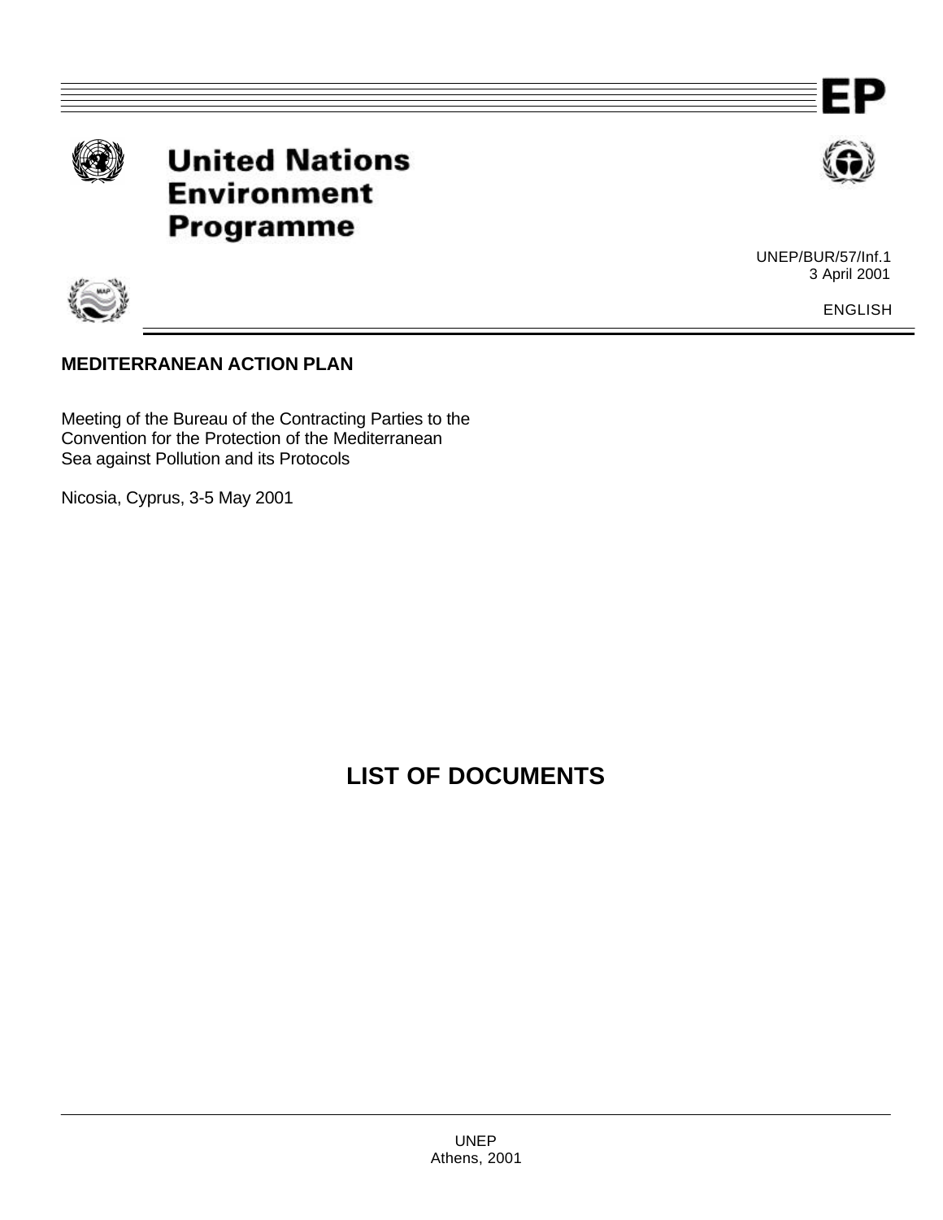# United Nations Environment Programme

UNEP/BUR/57/Inf.1
3 April 2001

ENGLISH

**MEDITERRANEAN ACTION PLAN**

Meeting of the Bureau of the Contracting Parties to the Convention for the Protection of the Mediterranean Sea against Pollution and its Protocols

Nicosia, Cyprus, 3-5 May 2001

## LIST OF DOCUMENTS

UNEP
Athens, 2001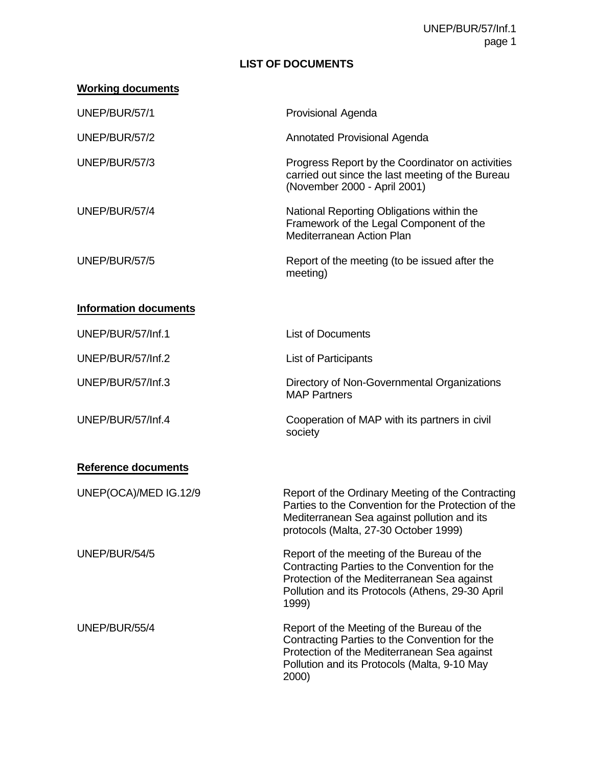# LIST OF DOCUMENTS

## Working documents

| | |
|---|---|
| UNEP/BUR/57/1 | Provisional Agenda |
| UNEP/BUR/57/2 | Annotated Provisional Agenda |
| UNEP/BUR/57/3 | Progress Report by the Coordinator on activities carried out since the last meeting of the Bureau (November 2000 - April 2001) |
| UNEP/BUR/57/4 | National Reporting Obligations within the Framework of the Legal Component of the Mediterranean Action Plan |
| UNEP/BUR/57/5 | Report of the meeting (to be issued after the meeting) |

## Information documents

| | |
|---|---|
| UNEP/BUR/57/Inf.1 | List of Documents |
| UNEP/BUR/57/Inf.2 | List of Participants |
| UNEP/BUR/57/Inf.3 | Directory of Non-Governmental Organizations MAP Partners |
| UNEP/BUR/57/Inf.4 | Cooperation of MAP with its partners in civil society |

## Reference documents

| | |
|---|---|
| UNEP(OCA)/MED IG.12/9 | Report of the Ordinary Meeting of the Contracting Parties to the Convention for the Protection of the Mediterranean Sea against pollution and its protocols (Malta, 27-30 October 1999) |
| UNEP/BUR/54/5 | Report of the meeting of the Bureau of the Contracting Parties to the Convention for the Protection of the Mediterranean Sea against Pollution and its Protocols (Athens, 29-30 April 1999) |
| UNEP/BUR/55/4 | Report of the Meeting of the Bureau of the Contracting Parties to the Convention for the Protection of the Mediterranean Sea against Pollution and its Protocols (Malta, 9-10 May 2000) |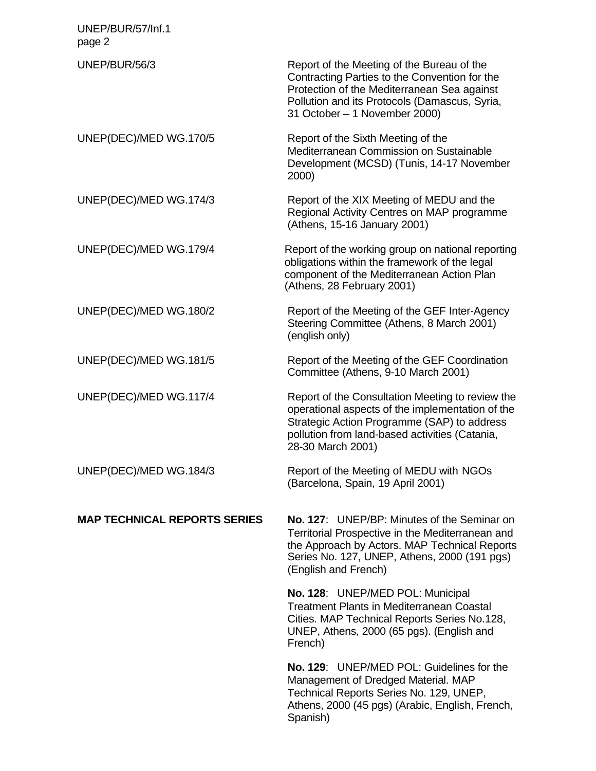| | |
|---|---|
| UNEP/BUR/56/3 | Report of the Meeting of the Bureau of the Contracting Parties to the Convention for the Protection of the Mediterranean Sea against Pollution and its Protocols (Damascus, Syria, 31 October – 1 November 2000) |
| UNEP(DEC)/MED WG.170/5 | Report of the Sixth Meeting of the Mediterranean Commission on Sustainable Development (MCSD) (Tunis, 14-17 November 2000) |
| UNEP(DEC)/MED WG.174/3 | Report of the XIX Meeting of MEDU and the Regional Activity Centres on MAP programme (Athens, 15-16 January 2001) |
| UNEP(DEC)/MED WG.179/4 | Report of the working group on national reporting obligations within the framework of the legal component of the Mediterranean Action Plan (Athens, 28 February 2001) |
| UNEP(DEC)/MED WG.180/2 | Report of the Meeting of the GEF Inter-Agency Steering Committee (Athens, 8 March 2001) (english only) |
| UNEP(DEC)/MED WG.181/5 | Report of the Meeting of the GEF Coordination Committee (Athens, 9-10 March 2001) |
| UNEP(DEC)/MED WG.117/4 | Report of the Consultation Meeting to review the operational aspects of the implementation of the Strategic Action Programme (SAP) to address pollution from land-based activities (Catania, 28-30 March 2001) |
| UNEP(DEC)/MED WG.184/3 | Report of the Meeting of MEDU with NGOs (Barcelona, Spain, 19 April 2001) |
| **MAP TECHNICAL REPORTS SERIES** | **No. 127**: UNEP/BP: Minutes of the Seminar on Territorial Prospective in the Mediterranean and the Approach by Actors. MAP Technical Reports Series No. 127, UNEP, Athens, 2000 (191 pgs) (English and French) |
| | **No. 128**: UNEP/MED POL: Municipal Treatment Plants in Mediterranean Coastal Cities. MAP Technical Reports Series No.128, UNEP, Athens, 2000 (65 pgs). (English and French) |
| | **No. 129**: UNEP/MED POL: Guidelines for the Management of Dredged Material. MAP Technical Reports Series No. 129, UNEP, Athens, 2000 (45 pgs) (Arabic, English, French, Spanish) |